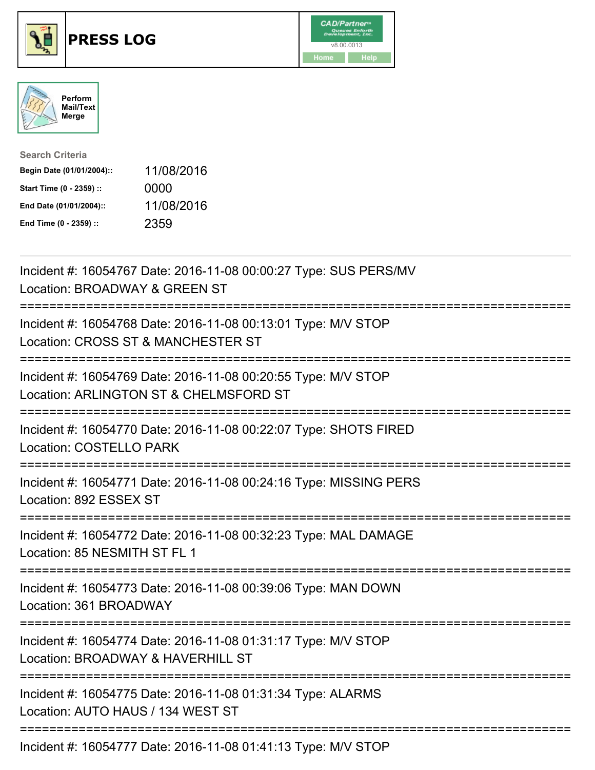# PRESS LOG

Perform Mail/Text Merge

**Search Criteria**

| | |
|---|---|
| **Begin Date (01/01/2004)::** | 11/08/2016 |
| **Start Time (0 - 2359) ::** | 0000 |
| **End Date (01/01/2004)::** | 11/08/2016 |
| **End Time (0 - 2359) ::** | 2359 |

Incident #: 16054767 Date: 2016-11-08 00:00:27 Type: SUS PERS/MV
Location: BROADWAY & GREEN ST

===========================================================================

Incident #: 16054768 Date: 2016-11-08 00:13:01 Type: M/V STOP
Location: CROSS ST & MANCHESTER ST

===========================================================================

Incident #: 16054769 Date: 2016-11-08 00:20:55 Type: M/V STOP
Location: ARLINGTON ST & CHELMSFORD ST

===========================================================================

Incident #: 16054770 Date: 2016-11-08 00:22:07 Type: SHOTS FIRED
Location: COSTELLO PARK

===========================================================================

Incident #: 16054771 Date: 2016-11-08 00:24:16 Type: MISSING PERS
Location: 892 ESSEX ST

===========================================================================

Incident #: 16054772 Date: 2016-11-08 00:32:23 Type: MAL DAMAGE
Location: 85 NESMITH ST FL 1

===========================================================================

Incident #: 16054773 Date: 2016-11-08 00:39:06 Type: MAN DOWN
Location: 361 BROADWAY

===========================================================================

Incident #: 16054774 Date: 2016-11-08 01:31:17 Type: M/V STOP
Location: BROADWAY & HAVERHILL ST

===========================================================================

Incident #: 16054775 Date: 2016-11-08 01:31:34 Type: ALARMS
Location: AUTO HAUS / 134 WEST ST

===========================================================================

Incident #: 16054777 Date: 2016-11-08 01:41:13 Type: M/V STOP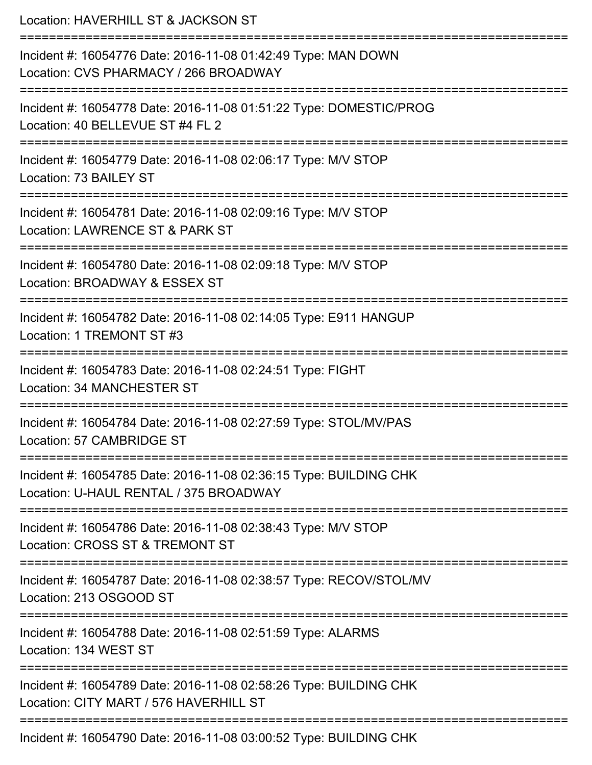Location: HAVERHILL ST & JACKSON ST

===========================================================================

Incident #: 16054776 Date: 2016-11-08 01:42:49 Type: MAN DOWN
Location: CVS PHARMACY / 266 BROADWAY

===========================================================================

Incident #: 16054778 Date: 2016-11-08 01:51:22 Type: DOMESTIC/PROG
Location: 40 BELLEVUE ST #4 FL 2

===========================================================================

Incident #: 16054779 Date: 2016-11-08 02:06:17 Type: M/V STOP
Location: 73 BAILEY ST

===========================================================================

Incident #: 16054781 Date: 2016-11-08 02:09:16 Type: M/V STOP
Location: LAWRENCE ST & PARK ST

===========================================================================

Incident #: 16054780 Date: 2016-11-08 02:09:18 Type: M/V STOP
Location: BROADWAY & ESSEX ST

===========================================================================

Incident #: 16054782 Date: 2016-11-08 02:14:05 Type: E911 HANGUP
Location: 1 TREMONT ST #3

===========================================================================

Incident #: 16054783 Date: 2016-11-08 02:24:51 Type: FIGHT
Location: 34 MANCHESTER ST

===========================================================================

Incident #: 16054784 Date: 2016-11-08 02:27:59 Type: STOL/MV/PAS
Location: 57 CAMBRIDGE ST

===========================================================================

Incident #: 16054785 Date: 2016-11-08 02:36:15 Type: BUILDING CHK
Location: U-HAUL RENTAL / 375 BROADWAY

===========================================================================

Incident #: 16054786 Date: 2016-11-08 02:38:43 Type: M/V STOP
Location: CROSS ST & TREMONT ST

===========================================================================

Incident #: 16054787 Date: 2016-11-08 02:38:57 Type: RECOV/STOL/MV
Location: 213 OSGOOD ST

===========================================================================

Incident #: 16054788 Date: 2016-11-08 02:51:59 Type: ALARMS
Location: 134 WEST ST

===========================================================================

Incident #: 16054789 Date: 2016-11-08 02:58:26 Type: BUILDING CHK
Location: CITY MART / 576 HAVERHILL ST

===========================================================================

Incident #: 16054790 Date: 2016-11-08 03:00:52 Type: BUILDING CHK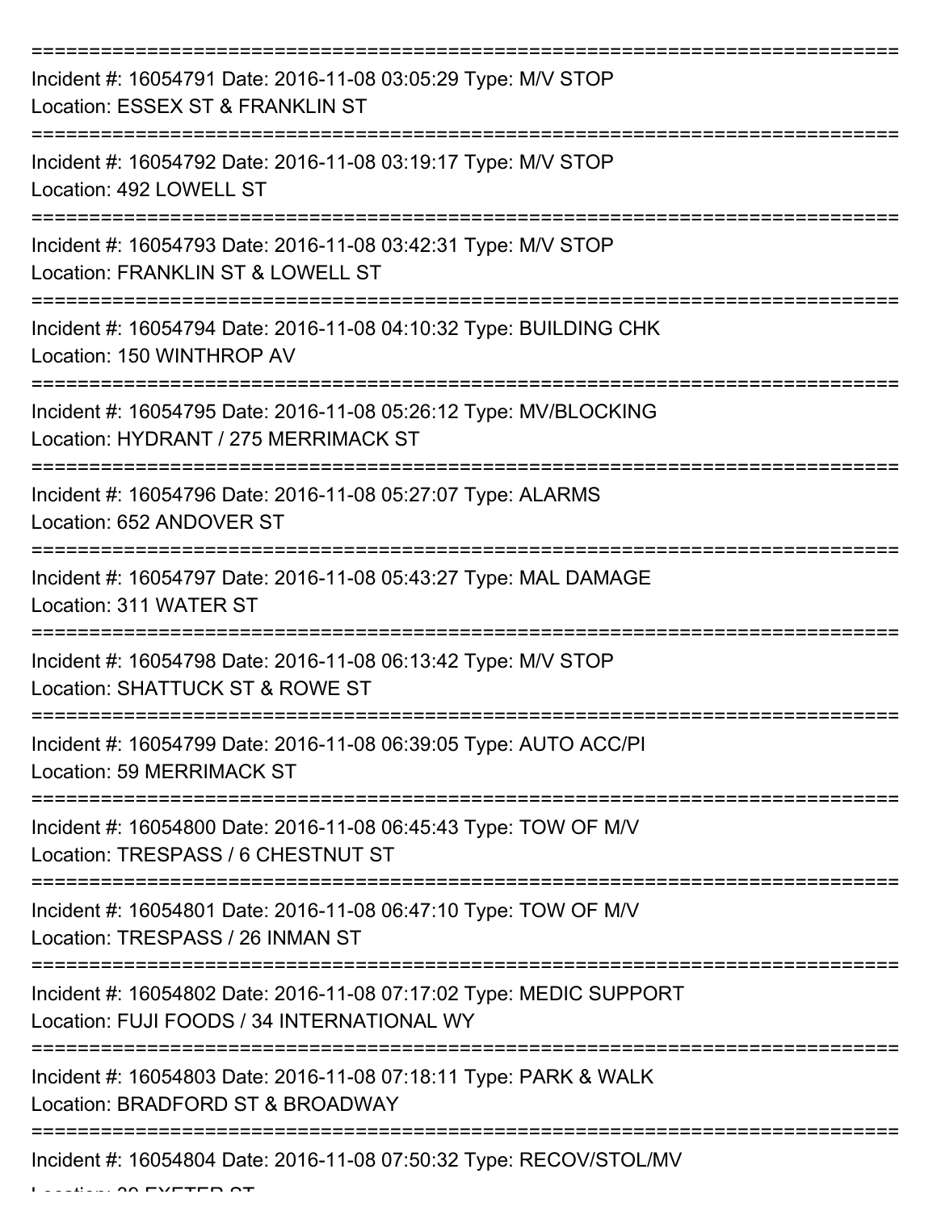===========================================================================

Incident #: 16054791 Date: 2016-11-08 03:05:29 Type: M/V STOP
Location: ESSEX ST & FRANKLIN ST

===========================================================================

Incident #: 16054792 Date: 2016-11-08 03:19:17 Type: M/V STOP
Location: 492 LOWELL ST

===========================================================================

Incident #: 16054793 Date: 2016-11-08 03:42:31 Type: M/V STOP
Location: FRANKLIN ST & LOWELL ST

===========================================================================

Incident #: 16054794 Date: 2016-11-08 04:10:32 Type: BUILDING CHK
Location: 150 WINTHROP AV

===========================================================================

Incident #: 16054795 Date: 2016-11-08 05:26:12 Type: MV/BLOCKING
Location: HYDRANT / 275 MERRIMACK ST

===========================================================================

Incident #: 16054796 Date: 2016-11-08 05:27:07 Type: ALARMS
Location: 652 ANDOVER ST

===========================================================================

Incident #: 16054797 Date: 2016-11-08 05:43:27 Type: MAL DAMAGE
Location: 311 WATER ST

===========================================================================

Incident #: 16054798 Date: 2016-11-08 06:13:42 Type: M/V STOP
Location: SHATTUCK ST & ROWE ST

===========================================================================

Incident #: 16054799 Date: 2016-11-08 06:39:05 Type: AUTO ACC/PI
Location: 59 MERRIMACK ST

===========================================================================

Incident #: 16054800 Date: 2016-11-08 06:45:43 Type: TOW OF M/V
Location: TRESPASS / 6 CHESTNUT ST

===========================================================================

Incident #: 16054801 Date: 2016-11-08 06:47:10 Type: TOW OF M/V
Location: TRESPASS / 26 INMAN ST

===========================================================================

Incident #: 16054802 Date: 2016-11-08 07:17:02 Type: MEDIC SUPPORT
Location: FUJI FOODS / 34 INTERNATIONAL WY

===========================================================================

Incident #: 16054803 Date: 2016-11-08 07:18:11 Type: PARK & WALK
Location: BRADFORD ST & BROADWAY

===========================================================================

Incident #: 16054804 Date: 2016-11-08 07:50:32 Type: RECOV/STOL/MV
Location: 20 EXETER ST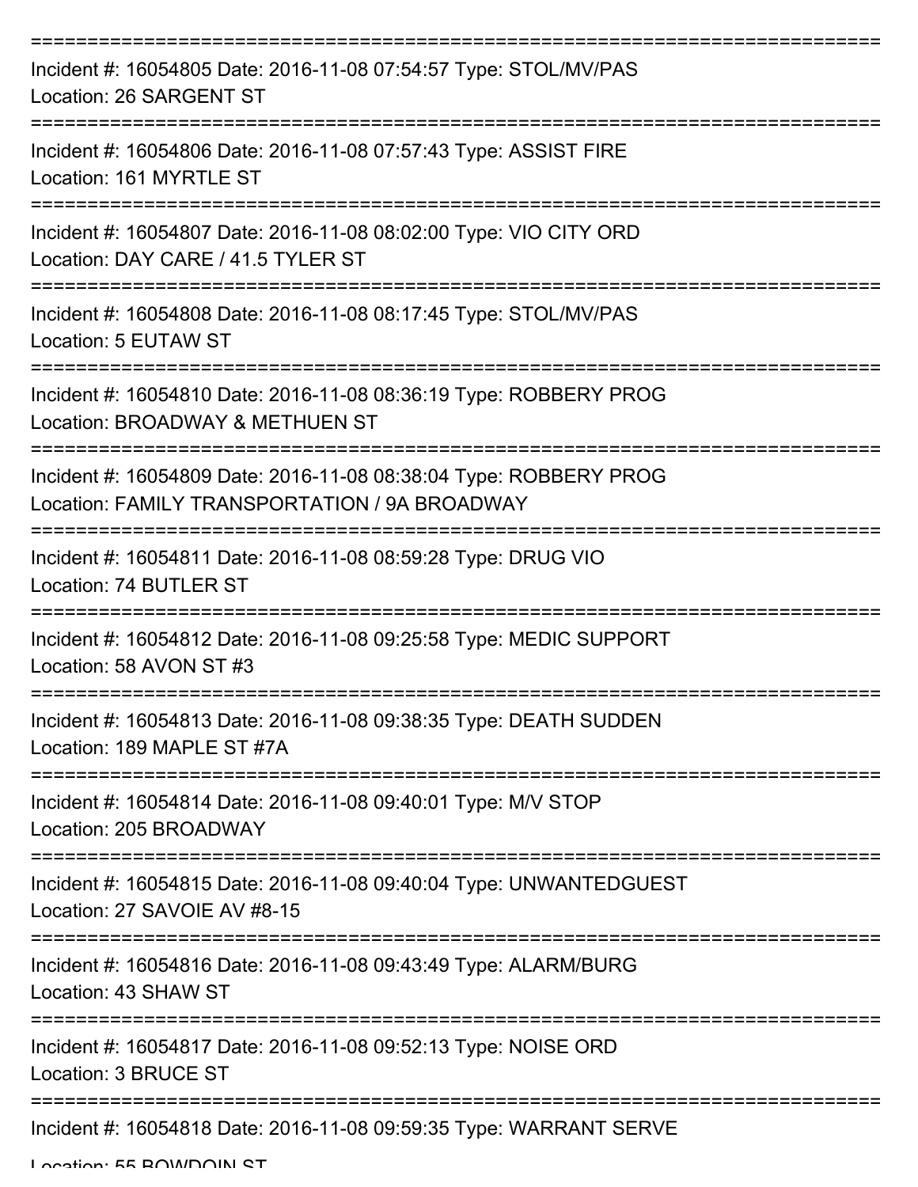Incident #: 16054805 Date: 2016-11-08 07:54:57 Type: STOL/MV/PAS
Location: 26 SARGENT ST

Incident #: 16054806 Date: 2016-11-08 07:57:43 Type: ASSIST FIRE
Location: 161 MYRTLE ST

Incident #: 16054807 Date: 2016-11-08 08:02:00 Type: VIO CITY ORD
Location: DAY CARE / 41.5 TYLER ST

Incident #: 16054808 Date: 2016-11-08 08:17:45 Type: STOL/MV/PAS
Location: 5 EUTAW ST

Incident #: 16054810 Date: 2016-11-08 08:36:19 Type: ROBBERY PROG
Location: BROADWAY & METHUEN ST

Incident #: 16054809 Date: 2016-11-08 08:38:04 Type: ROBBERY PROG
Location: FAMILY TRANSPORTATION / 9A BROADWAY

Incident #: 16054811 Date: 2016-11-08 08:59:28 Type: DRUG VIO
Location: 74 BUTLER ST

Incident #: 16054812 Date: 2016-11-08 09:25:58 Type: MEDIC SUPPORT
Location: 58 AVON ST #3

Incident #: 16054813 Date: 2016-11-08 09:38:35 Type: DEATH SUDDEN
Location: 189 MAPLE ST #7A

Incident #: 16054814 Date: 2016-11-08 09:40:01 Type: M/V STOP
Location: 205 BROADWAY

Incident #: 16054815 Date: 2016-11-08 09:40:04 Type: UNWANTEDGUEST
Location: 27 SAVOIE AV #8-15

Incident #: 16054816 Date: 2016-11-08 09:43:49 Type: ALARM/BURG
Location: 43 SHAW ST

Incident #: 16054817 Date: 2016-11-08 09:52:13 Type: NOISE ORD
Location: 3 BRUCE ST

Incident #: 16054818 Date: 2016-11-08 09:59:35 Type: WARRANT SERVE
Location: 55 BOWDOIN ST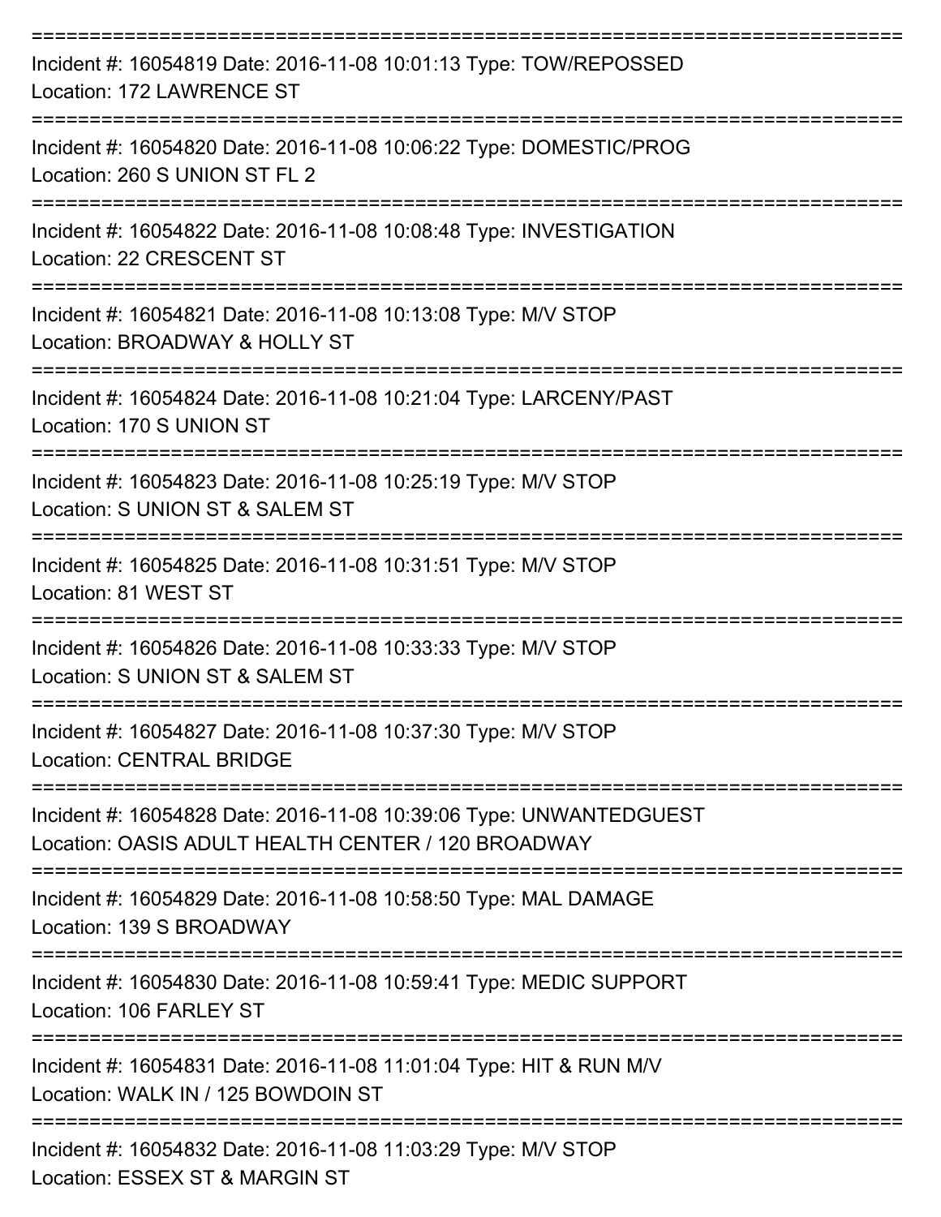===========================================================================

Incident #: 16054819 Date: 2016-11-08 10:01:13 Type: TOW/REPOSSED
Location: 172 LAWRENCE ST

===========================================================================

Incident #: 16054820 Date: 2016-11-08 10:06:22 Type: DOMESTIC/PROG
Location: 260 S UNION ST FL 2

===========================================================================

Incident #: 16054822 Date: 2016-11-08 10:08:48 Type: INVESTIGATION
Location: 22 CRESCENT ST

===========================================================================

Incident #: 16054821 Date: 2016-11-08 10:13:08 Type: M/V STOP
Location: BROADWAY & HOLLY ST

===========================================================================

Incident #: 16054824 Date: 2016-11-08 10:21:04 Type: LARCENY/PAST
Location: 170 S UNION ST

===========================================================================

Incident #: 16054823 Date: 2016-11-08 10:25:19 Type: M/V STOP
Location: S UNION ST & SALEM ST

===========================================================================

Incident #: 16054825 Date: 2016-11-08 10:31:51 Type: M/V STOP
Location: 81 WEST ST

===========================================================================

Incident #: 16054826 Date: 2016-11-08 10:33:33 Type: M/V STOP
Location: S UNION ST & SALEM ST

===========================================================================

Incident #: 16054827 Date: 2016-11-08 10:37:30 Type: M/V STOP
Location: CENTRAL BRIDGE

===========================================================================

Incident #: 16054828 Date: 2016-11-08 10:39:06 Type: UNWANTEDGUEST
Location: OASIS ADULT HEALTH CENTER / 120 BROADWAY

===========================================================================

Incident #: 16054829 Date: 2016-11-08 10:58:50 Type: MAL DAMAGE
Location: 139 S BROADWAY

===========================================================================

Incident #: 16054830 Date: 2016-11-08 10:59:41 Type: MEDIC SUPPORT
Location: 106 FARLEY ST

===========================================================================

Incident #: 16054831 Date: 2016-11-08 11:01:04 Type: HIT & RUN M/V
Location: WALK IN / 125 BOWDOIN ST

===========================================================================

Incident #: 16054832 Date: 2016-11-08 11:03:29 Type: M/V STOP
Location: ESSEX ST & MARGIN ST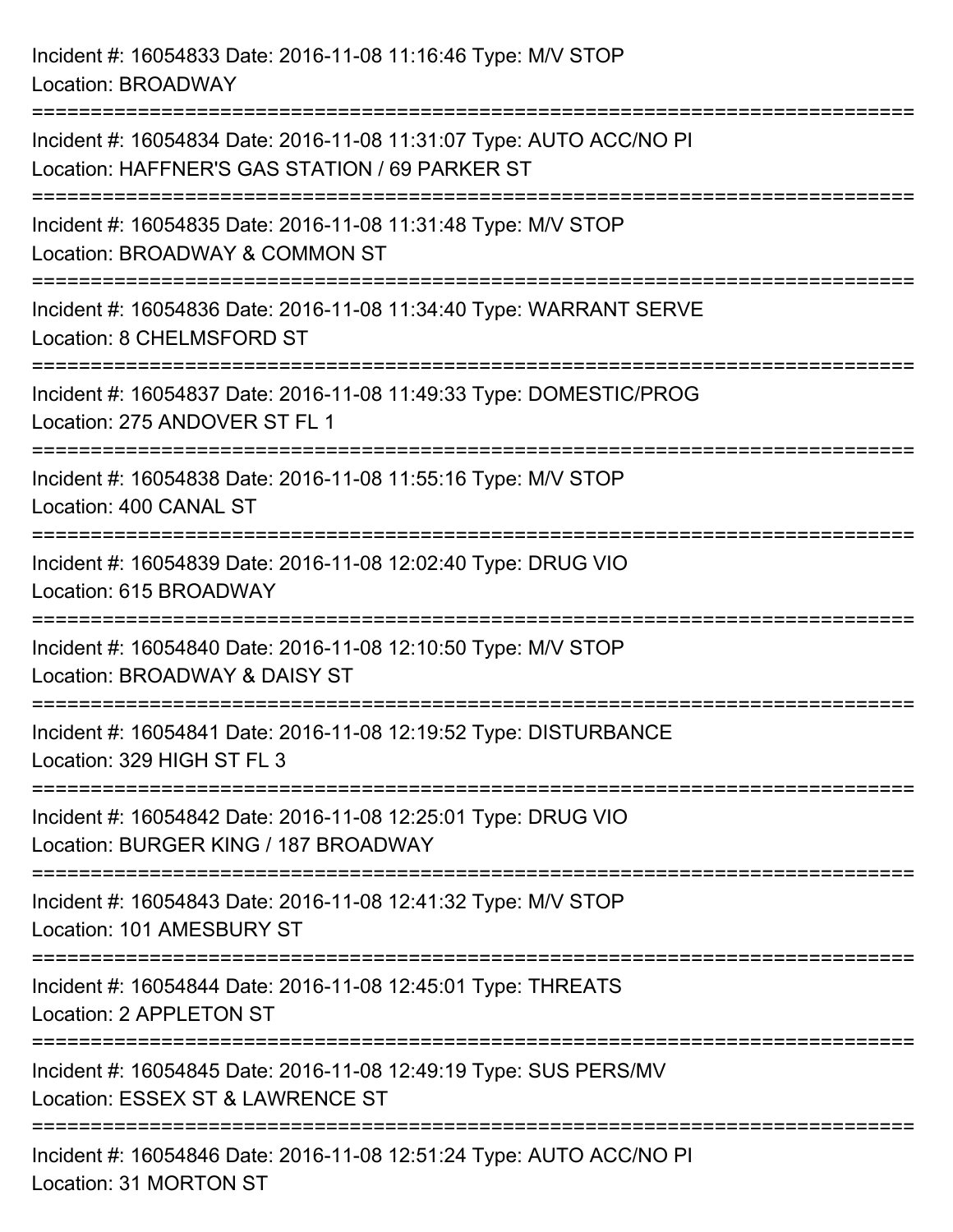Incident #: 16054833 Date: 2016-11-08 11:16:46 Type: M/V STOP
Location: BROADWAY

===========================================================================

Incident #: 16054834 Date: 2016-11-08 11:31:07 Type: AUTO ACC/NO PI
Location: HAFFNER'S GAS STATION / 69 PARKER ST

===========================================================================

Incident #: 16054835 Date: 2016-11-08 11:31:48 Type: M/V STOP
Location: BROADWAY & COMMON ST

===========================================================================

Incident #: 16054836 Date: 2016-11-08 11:34:40 Type: WARRANT SERVE
Location: 8 CHELMSFORD ST

===========================================================================

Incident #: 16054837 Date: 2016-11-08 11:49:33 Type: DOMESTIC/PROG
Location: 275 ANDOVER ST FL 1

===========================================================================

Incident #: 16054838 Date: 2016-11-08 11:55:16 Type: M/V STOP
Location: 400 CANAL ST

===========================================================================

Incident #: 16054839 Date: 2016-11-08 12:02:40 Type: DRUG VIO
Location: 615 BROADWAY

===========================================================================

Incident #: 16054840 Date: 2016-11-08 12:10:50 Type: M/V STOP
Location: BROADWAY & DAISY ST

===========================================================================

Incident #: 16054841 Date: 2016-11-08 12:19:52 Type: DISTURBANCE
Location: 329 HIGH ST FL 3

===========================================================================

Incident #: 16054842 Date: 2016-11-08 12:25:01 Type: DRUG VIO
Location: BURGER KING / 187 BROADWAY

===========================================================================

Incident #: 16054843 Date: 2016-11-08 12:41:32 Type: M/V STOP
Location: 101 AMESBURY ST

===========================================================================

Incident #: 16054844 Date: 2016-11-08 12:45:01 Type: THREATS
Location: 2 APPLETON ST

===========================================================================

Incident #: 16054845 Date: 2016-11-08 12:49:19 Type: SUS PERS/MV
Location: ESSEX ST & LAWRENCE ST

===========================================================================

Incident #: 16054846 Date: 2016-11-08 12:51:24 Type: AUTO ACC/NO PI
Location: 31 MORTON ST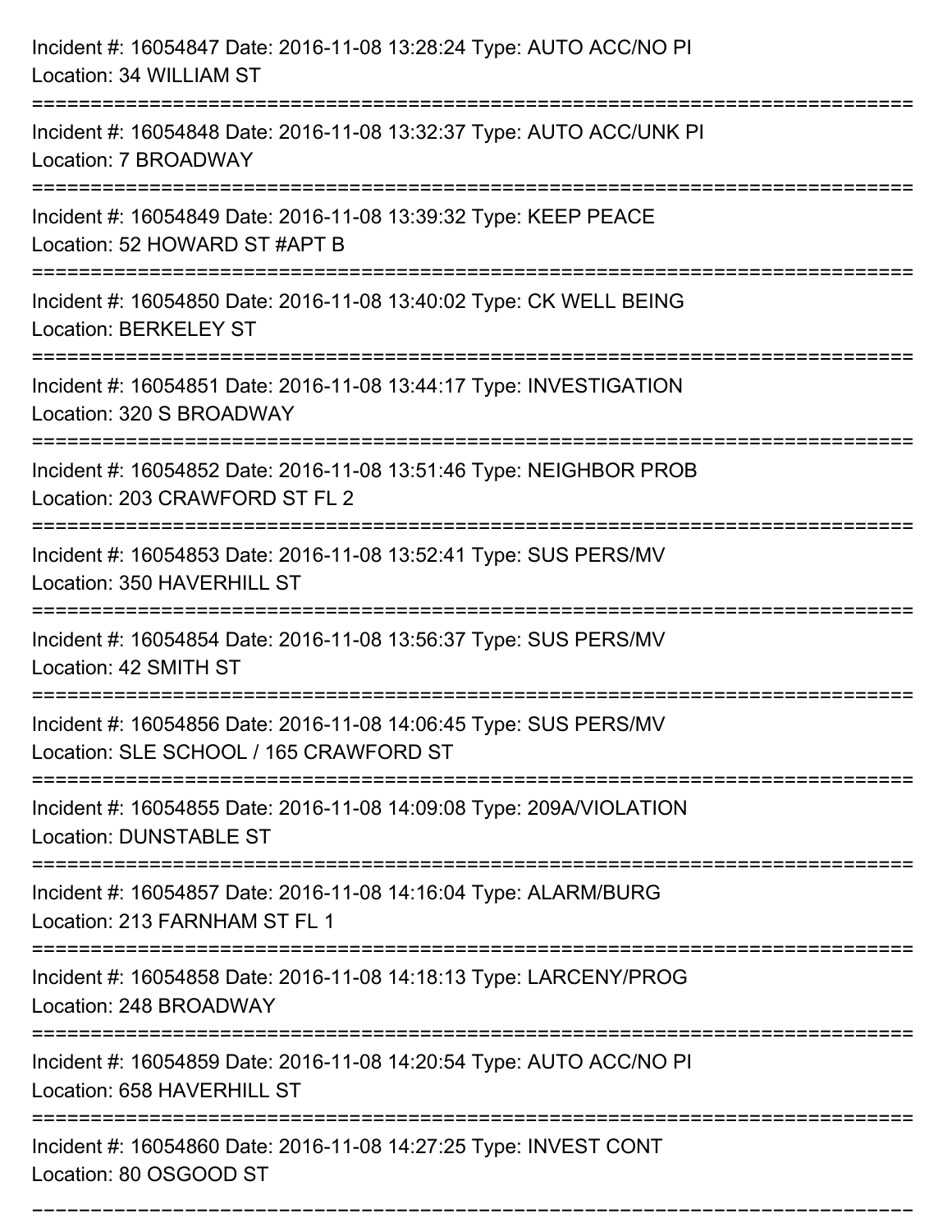Incident #: 16054847 Date: 2016-11-08 13:28:24 Type: AUTO ACC/NO PI
Location: 34 WILLIAM ST

===========================================================================

Incident #: 16054848 Date: 2016-11-08 13:32:37 Type: AUTO ACC/UNK PI
Location: 7 BROADWAY

===========================================================================

Incident #: 16054849 Date: 2016-11-08 13:39:32 Type: KEEP PEACE
Location: 52 HOWARD ST #APT B

===========================================================================

Incident #: 16054850 Date: 2016-11-08 13:40:02 Type: CK WELL BEING
Location: BERKELEY ST

===========================================================================

Incident #: 16054851 Date: 2016-11-08 13:44:17 Type: INVESTIGATION
Location: 320 S BROADWAY

===========================================================================

Incident #: 16054852 Date: 2016-11-08 13:51:46 Type: NEIGHBOR PROB
Location: 203 CRAWFORD ST FL 2

===========================================================================

Incident #: 16054853 Date: 2016-11-08 13:52:41 Type: SUS PERS/MV
Location: 350 HAVERHILL ST

===========================================================================

Incident #: 16054854 Date: 2016-11-08 13:56:37 Type: SUS PERS/MV
Location: 42 SMITH ST

===========================================================================

Incident #: 16054856 Date: 2016-11-08 14:06:45 Type: SUS PERS/MV
Location: SLE SCHOOL / 165 CRAWFORD ST

===========================================================================

Incident #: 16054855 Date: 2016-11-08 14:09:08 Type: 209A/VIOLATION
Location: DUNSTABLE ST

===========================================================================

Incident #: 16054857 Date: 2016-11-08 14:16:04 Type: ALARM/BURG
Location: 213 FARNHAM ST FL 1

===========================================================================

Incident #: 16054858 Date: 2016-11-08 14:18:13 Type: LARCENY/PROG
Location: 248 BROADWAY

===========================================================================

Incident #: 16054859 Date: 2016-11-08 14:20:54 Type: AUTO ACC/NO PI
Location: 658 HAVERHILL ST

===========================================================================

Incident #: 16054860 Date: 2016-11-08 14:27:25 Type: INVEST CONT
Location: 80 OSGOOD ST

===========================================================================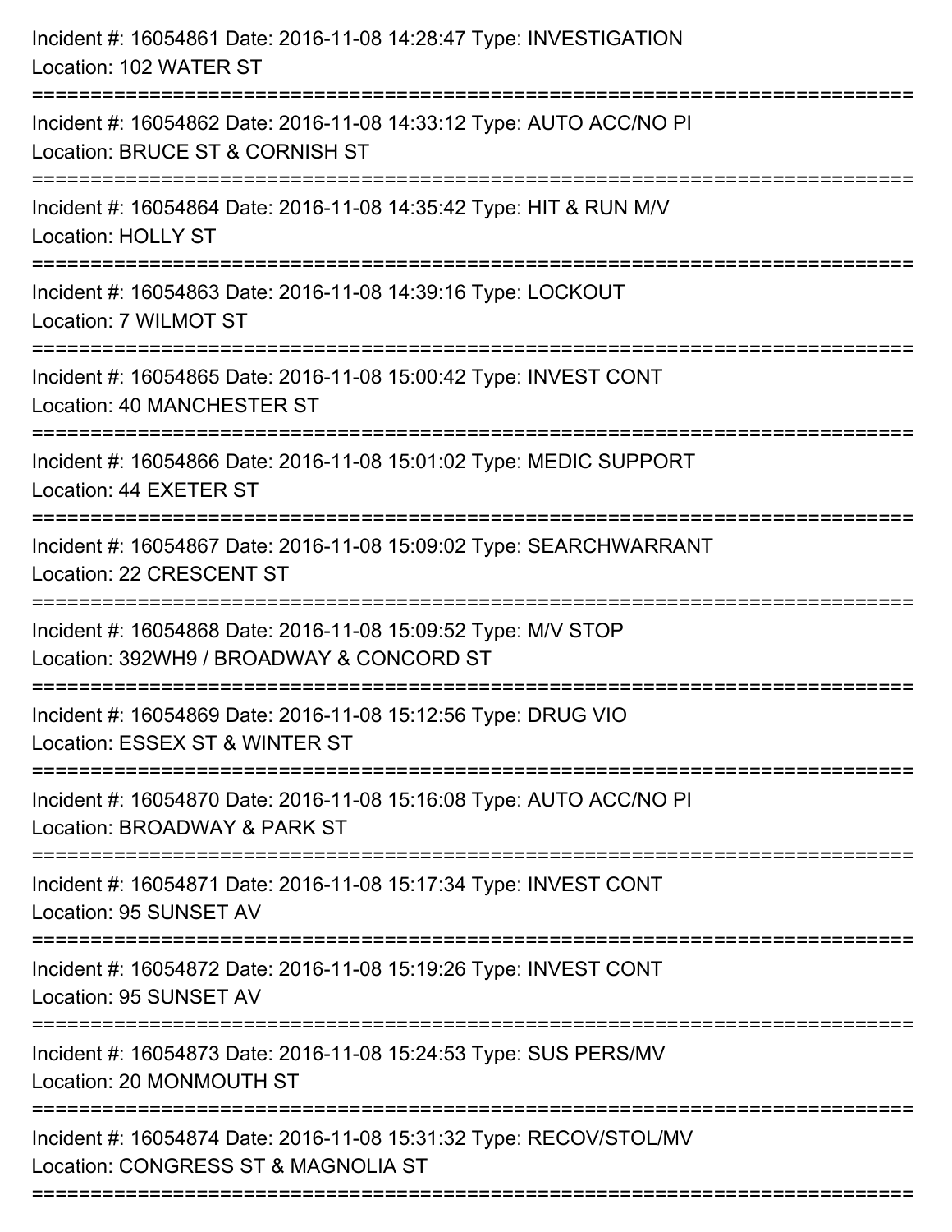Incident #: 16054861 Date: 2016-11-08 14:28:47 Type: INVESTIGATION
Location: 102 WATER ST

===========================================================================

Incident #: 16054862 Date: 2016-11-08 14:33:12 Type: AUTO ACC/NO PI
Location: BRUCE ST & CORNISH ST

===========================================================================

Incident #: 16054864 Date: 2016-11-08 14:35:42 Type: HIT & RUN M/V
Location: HOLLY ST

===========================================================================

Incident #: 16054863 Date: 2016-11-08 14:39:16 Type: LOCKOUT
Location: 7 WILMOT ST

===========================================================================

Incident #: 16054865 Date: 2016-11-08 15:00:42 Type: INVEST CONT
Location: 40 MANCHESTER ST

===========================================================================

Incident #: 16054866 Date: 2016-11-08 15:01:02 Type: MEDIC SUPPORT
Location: 44 EXETER ST

===========================================================================

Incident #: 16054867 Date: 2016-11-08 15:09:02 Type: SEARCHWARRANT
Location: 22 CRESCENT ST

===========================================================================

Incident #: 16054868 Date: 2016-11-08 15:09:52 Type: M/V STOP
Location: 392WH9 / BROADWAY & CONCORD ST

===========================================================================

Incident #: 16054869 Date: 2016-11-08 15:12:56 Type: DRUG VIO
Location: ESSEX ST & WINTER ST

===========================================================================

Incident #: 16054870 Date: 2016-11-08 15:16:08 Type: AUTO ACC/NO PI
Location: BROADWAY & PARK ST

===========================================================================

Incident #: 16054871 Date: 2016-11-08 15:17:34 Type: INVEST CONT
Location: 95 SUNSET AV

===========================================================================

Incident #: 16054872 Date: 2016-11-08 15:19:26 Type: INVEST CONT
Location: 95 SUNSET AV

===========================================================================

Incident #: 16054873 Date: 2016-11-08 15:24:53 Type: SUS PERS/MV
Location: 20 MONMOUTH ST

===========================================================================

Incident #: 16054874 Date: 2016-11-08 15:31:32 Type: RECOV/STOL/MV
Location: CONGRESS ST & MAGNOLIA ST

===========================================================================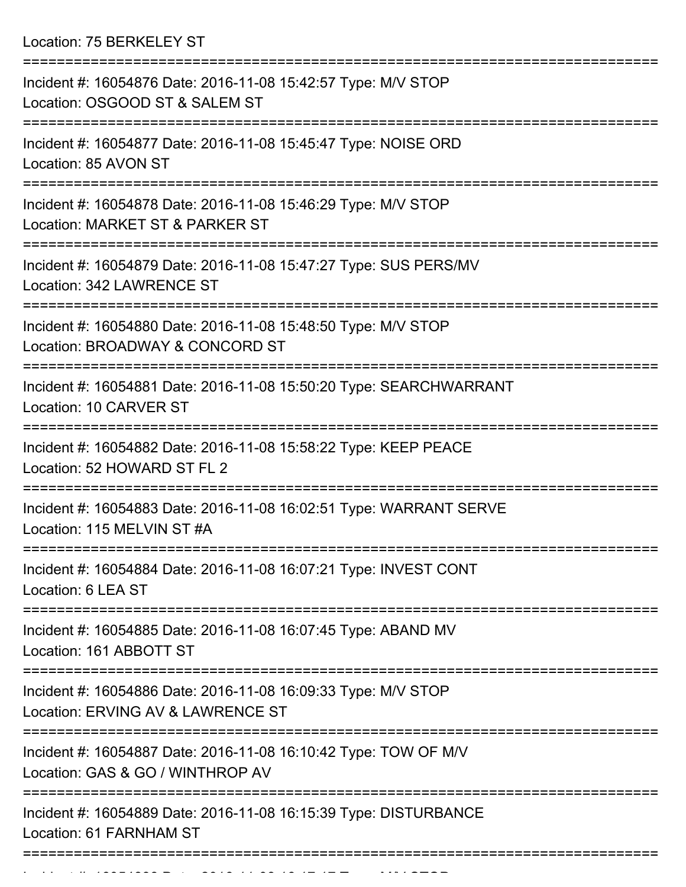Location: 75 BERKELEY ST

===========================================================================

Incident #: 16054876 Date: 2016-11-08 15:42:57 Type: M/V STOP
Location: OSGOOD ST & SALEM ST

===========================================================================

Incident #: 16054877 Date: 2016-11-08 15:45:47 Type: NOISE ORD
Location: 85 AVON ST

===========================================================================

Incident #: 16054878 Date: 2016-11-08 15:46:29 Type: M/V STOP
Location: MARKET ST & PARKER ST

===========================================================================

Incident #: 16054879 Date: 2016-11-08 15:47:27 Type: SUS PERS/MV
Location: 342 LAWRENCE ST

===========================================================================

Incident #: 16054880 Date: 2016-11-08 15:48:50 Type: M/V STOP
Location: BROADWAY & CONCORD ST

===========================================================================

Incident #: 16054881 Date: 2016-11-08 15:50:20 Type: SEARCHWARRANT
Location: 10 CARVER ST

===========================================================================

Incident #: 16054882 Date: 2016-11-08 15:58:22 Type: KEEP PEACE
Location: 52 HOWARD ST FL 2

===========================================================================

Incident #: 16054883 Date: 2016-11-08 16:02:51 Type: WARRANT SERVE
Location: 115 MELVIN ST #A

===========================================================================

Incident #: 16054884 Date: 2016-11-08 16:07:21 Type: INVEST CONT
Location: 6 LEA ST

===========================================================================

Incident #: 16054885 Date: 2016-11-08 16:07:45 Type: ABAND MV
Location: 161 ABBOTT ST

===========================================================================

Incident #: 16054886 Date: 2016-11-08 16:09:33 Type: M/V STOP
Location: ERVING AV & LAWRENCE ST

===========================================================================

Incident #: 16054887 Date: 2016-11-08 16:10:42 Type: TOW OF M/V
Location: GAS & GO / WINTHROP AV

===========================================================================

Incident #: 16054889 Date: 2016-11-08 16:15:39 Type: DISTURBANCE
Location: 61 FARNHAM ST

===========================================================================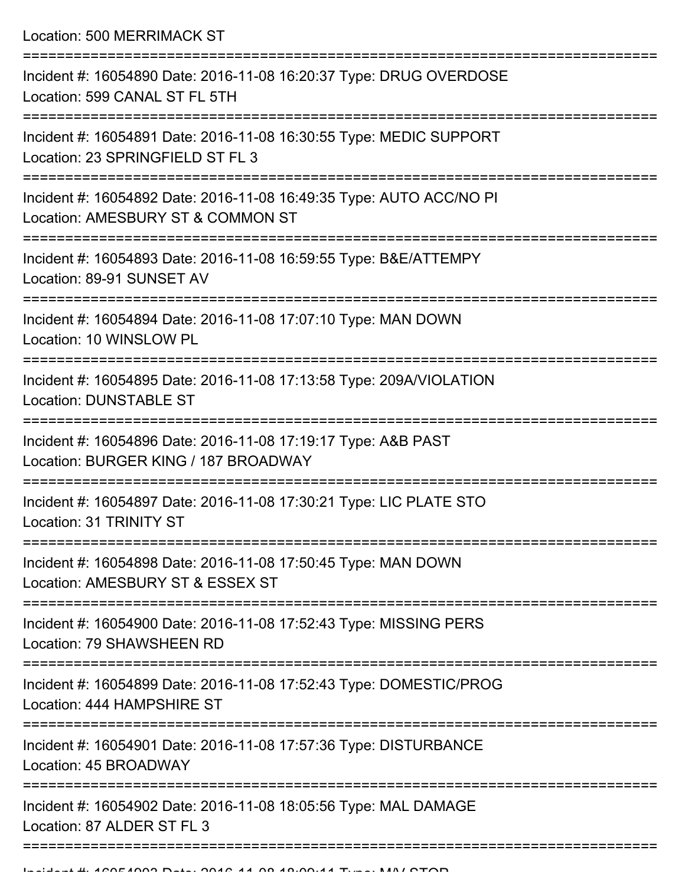Location: 500 MERRIMACK ST

===========================================================================

Incident #: 16054890 Date: 2016-11-08 16:20:37 Type: DRUG OVERDOSE
Location: 599 CANAL ST FL 5TH

===========================================================================

Incident #: 16054891 Date: 2016-11-08 16:30:55 Type: MEDIC SUPPORT
Location: 23 SPRINGFIELD ST FL 3

===========================================================================

Incident #: 16054892 Date: 2016-11-08 16:49:35 Type: AUTO ACC/NO PI
Location: AMESBURY ST & COMMON ST

===========================================================================

Incident #: 16054893 Date: 2016-11-08 16:59:55 Type: B&E/ATTEMPY
Location: 89-91 SUNSET AV

===========================================================================

Incident #: 16054894 Date: 2016-11-08 17:07:10 Type: MAN DOWN
Location: 10 WINSLOW PL

===========================================================================

Incident #: 16054895 Date: 2016-11-08 17:13:58 Type: 209A/VIOLATION
Location: DUNSTABLE ST

===========================================================================

Incident #: 16054896 Date: 2016-11-08 17:19:17 Type: A&B PAST
Location: BURGER KING / 187 BROADWAY

===========================================================================

Incident #: 16054897 Date: 2016-11-08 17:30:21 Type: LIC PLATE STO
Location: 31 TRINITY ST

===========================================================================

Incident #: 16054898 Date: 2016-11-08 17:50:45 Type: MAN DOWN
Location: AMESBURY ST & ESSEX ST

===========================================================================

Incident #: 16054900 Date: 2016-11-08 17:52:43 Type: MISSING PERS
Location: 79 SHAWSHEEN RD

===========================================================================

Incident #: 16054899 Date: 2016-11-08 17:52:43 Type: DOMESTIC/PROG
Location: 444 HAMPSHIRE ST

===========================================================================

Incident #: 16054901 Date: 2016-11-08 17:57:36 Type: DISTURBANCE
Location: 45 BROADWAY

===========================================================================

Incident #: 16054902 Date: 2016-11-08 18:05:56 Type: MAL DAMAGE
Location: 87 ALDER ST FL 3

===========================================================================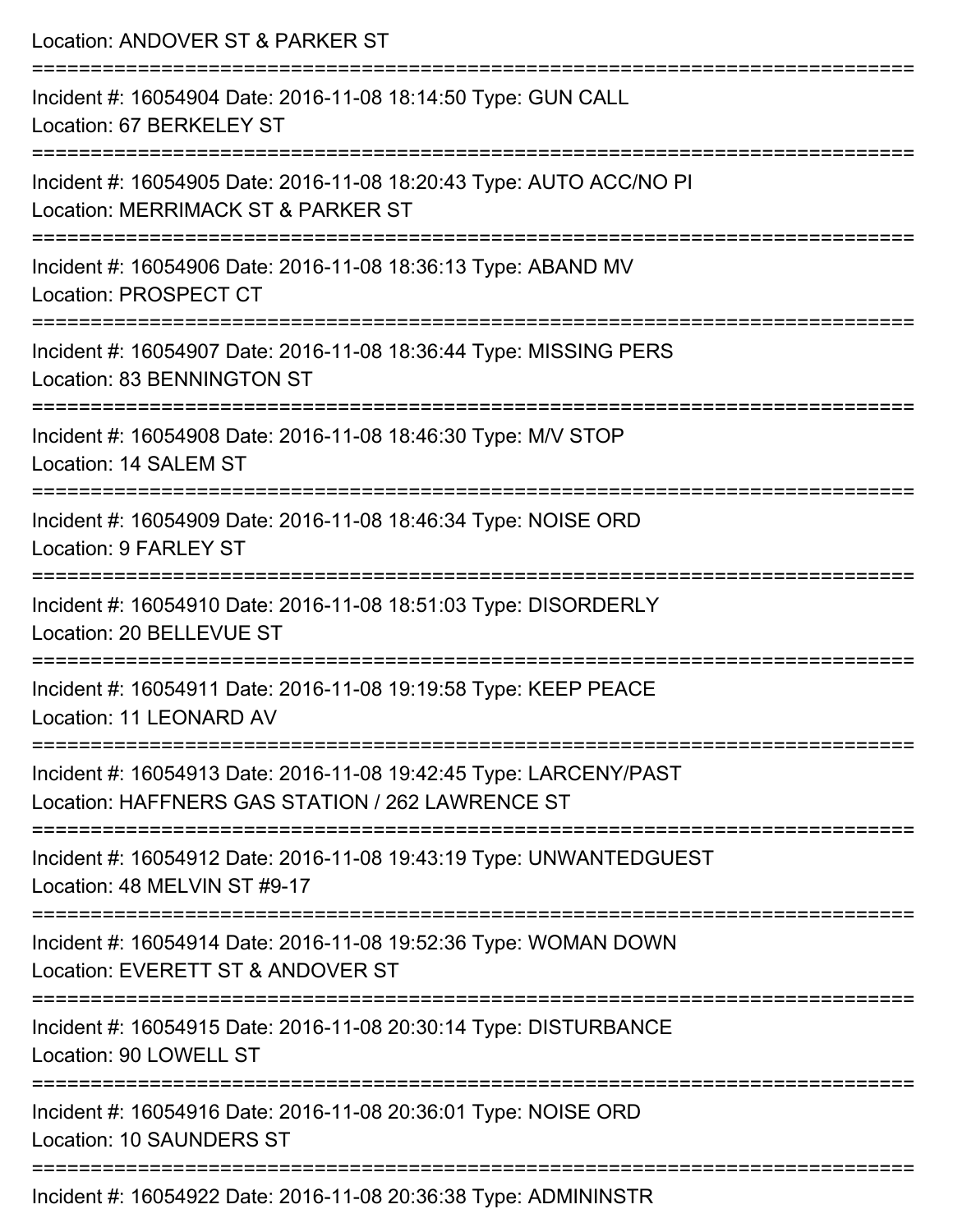Location: ANDOVER ST & PARKER ST

===========================================================================

Incident #: 16054904 Date: 2016-11-08 18:14:50 Type: GUN CALL
Location: 67 BERKELEY ST

===========================================================================

Incident #: 16054905 Date: 2016-11-08 18:20:43 Type: AUTO ACC/NO PI
Location: MERRIMACK ST & PARKER ST

===========================================================================

Incident #: 16054906 Date: 2016-11-08 18:36:13 Type: ABAND MV
Location: PROSPECT CT

===========================================================================

Incident #: 16054907 Date: 2016-11-08 18:36:44 Type: MISSING PERS
Location: 83 BENNINGTON ST

===========================================================================

Incident #: 16054908 Date: 2016-11-08 18:46:30 Type: M/V STOP
Location: 14 SALEM ST

===========================================================================

Incident #: 16054909 Date: 2016-11-08 18:46:34 Type: NOISE ORD
Location: 9 FARLEY ST

===========================================================================

Incident #: 16054910 Date: 2016-11-08 18:51:03 Type: DISORDERLY
Location: 20 BELLEVUE ST

===========================================================================

Incident #: 16054911 Date: 2016-11-08 19:19:58 Type: KEEP PEACE
Location: 11 LEONARD AV

===========================================================================

Incident #: 16054913 Date: 2016-11-08 19:42:45 Type: LARCENY/PAST
Location: HAFFNERS GAS STATION / 262 LAWRENCE ST

===========================================================================

Incident #: 16054912 Date: 2016-11-08 19:43:19 Type: UNWANTEDGUEST
Location: 48 MELVIN ST #9-17

===========================================================================

Incident #: 16054914 Date: 2016-11-08 19:52:36 Type: WOMAN DOWN
Location: EVERETT ST & ANDOVER ST

===========================================================================

Incident #: 16054915 Date: 2016-11-08 20:30:14 Type: DISTURBANCE
Location: 90 LOWELL ST

===========================================================================

Incident #: 16054916 Date: 2016-11-08 20:36:01 Type: NOISE ORD
Location: 10 SAUNDERS ST

===========================================================================

Incident #: 16054922 Date: 2016-11-08 20:36:38 Type: ADMININSTR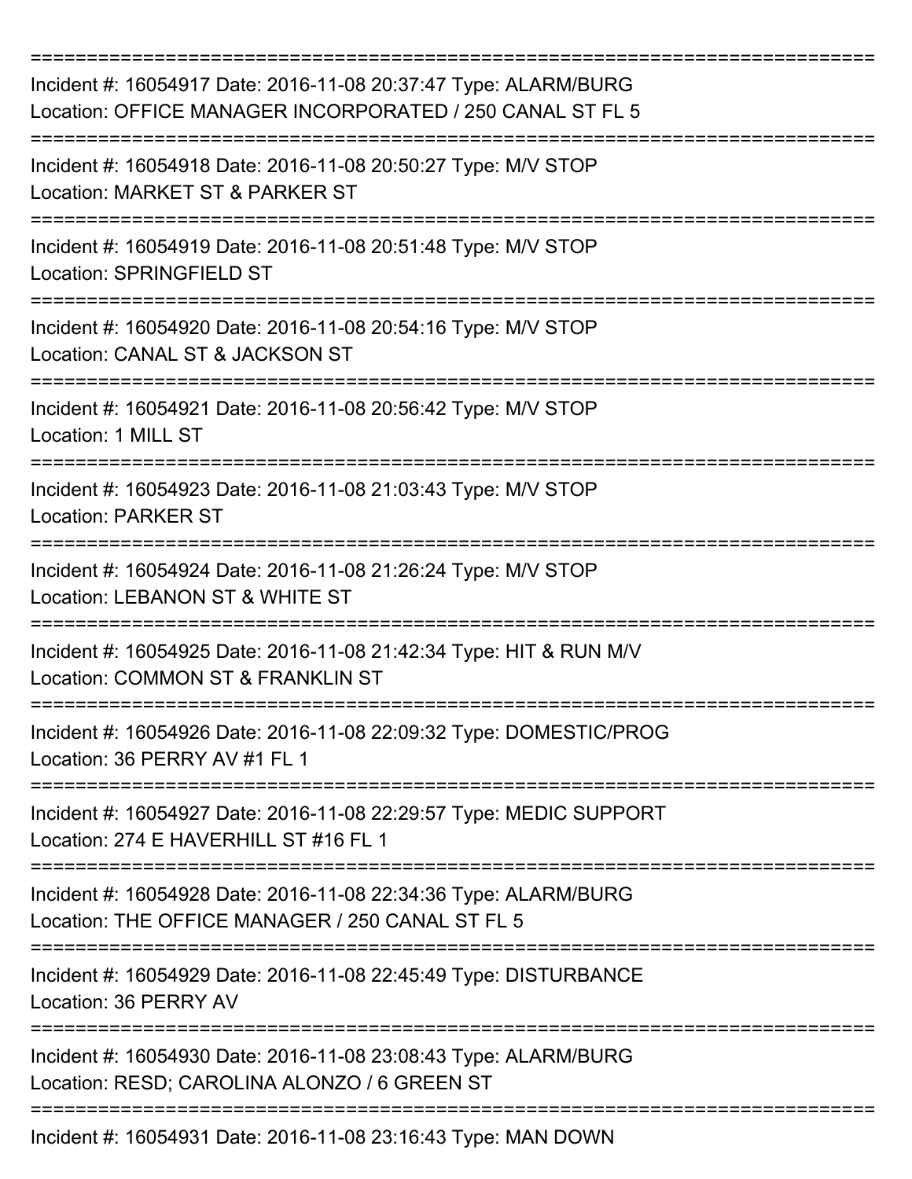===========================================================================

Incident #: 16054917 Date: 2016-11-08 20:37:47 Type: ALARM/BURG
Location: OFFICE MANAGER INCORPORATED / 250 CANAL ST FL 5

===========================================================================

Incident #: 16054918 Date: 2016-11-08 20:50:27 Type: M/V STOP
Location: MARKET ST & PARKER ST

===========================================================================

Incident #: 16054919 Date: 2016-11-08 20:51:48 Type: M/V STOP
Location: SPRINGFIELD ST

===========================================================================

Incident #: 16054920 Date: 2016-11-08 20:54:16 Type: M/V STOP
Location: CANAL ST & JACKSON ST

===========================================================================

Incident #: 16054921 Date: 2016-11-08 20:56:42 Type: M/V STOP
Location: 1 MILL ST

===========================================================================

Incident #: 16054923 Date: 2016-11-08 21:03:43 Type: M/V STOP
Location: PARKER ST

===========================================================================

Incident #: 16054924 Date: 2016-11-08 21:26:24 Type: M/V STOP
Location: LEBANON ST & WHITE ST

===========================================================================

Incident #: 16054925 Date: 2016-11-08 21:42:34 Type: HIT & RUN M/V
Location: COMMON ST & FRANKLIN ST

===========================================================================

Incident #: 16054926 Date: 2016-11-08 22:09:32 Type: DOMESTIC/PROG
Location: 36 PERRY AV #1 FL 1

===========================================================================

Incident #: 16054927 Date: 2016-11-08 22:29:57 Type: MEDIC SUPPORT
Location: 274 E HAVERHILL ST #16 FL 1

===========================================================================

Incident #: 16054928 Date: 2016-11-08 22:34:36 Type: ALARM/BURG
Location: THE OFFICE MANAGER / 250 CANAL ST FL 5

===========================================================================

Incident #: 16054929 Date: 2016-11-08 22:45:49 Type: DISTURBANCE
Location: 36 PERRY AV

===========================================================================

Incident #: 16054930 Date: 2016-11-08 23:08:43 Type: ALARM/BURG
Location: RESD; CAROLINA ALONZO / 6 GREEN ST

===========================================================================

Incident #: 16054931 Date: 2016-11-08 23:16:43 Type: MAN DOWN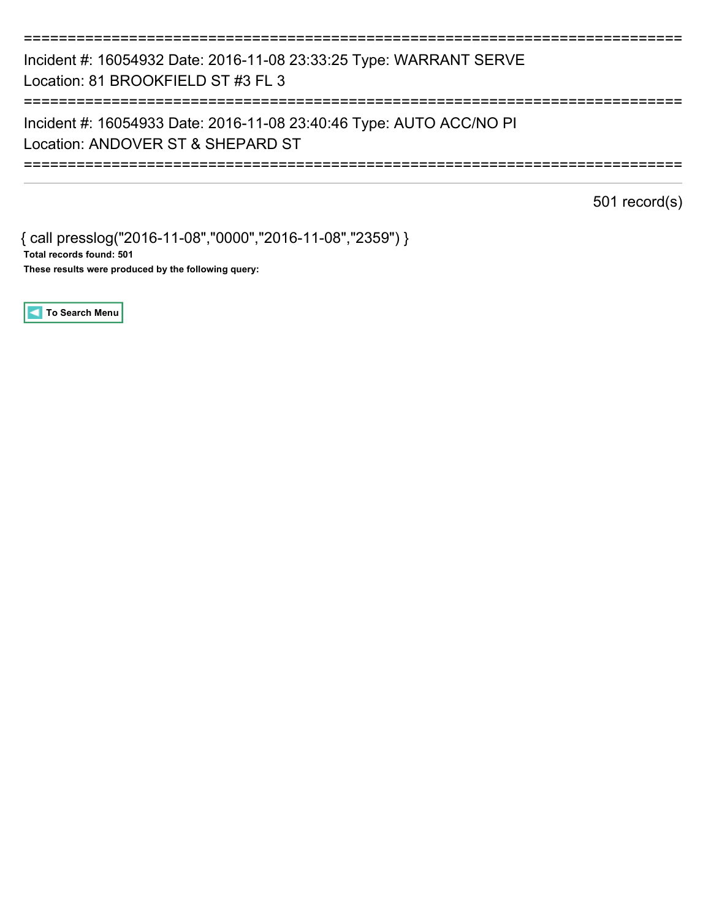===========================================================================

Incident #: 16054932 Date: 2016-11-08 23:33:25 Type: WARRANT SERVE
Location: 81 BROOKFIELD ST #3 FL 3

===========================================================================

Incident #: 16054933 Date: 2016-11-08 23:40:46 Type: AUTO ACC/NO PI
Location: ANDOVER ST & SHEPARD ST

===========================================================================

---

501 record(s)

{ call presslog("2016-11-08","0000","2016-11-08","2359") }

**Total records found: 501**

**These results were produced by the following query:**

**To Search Menu**